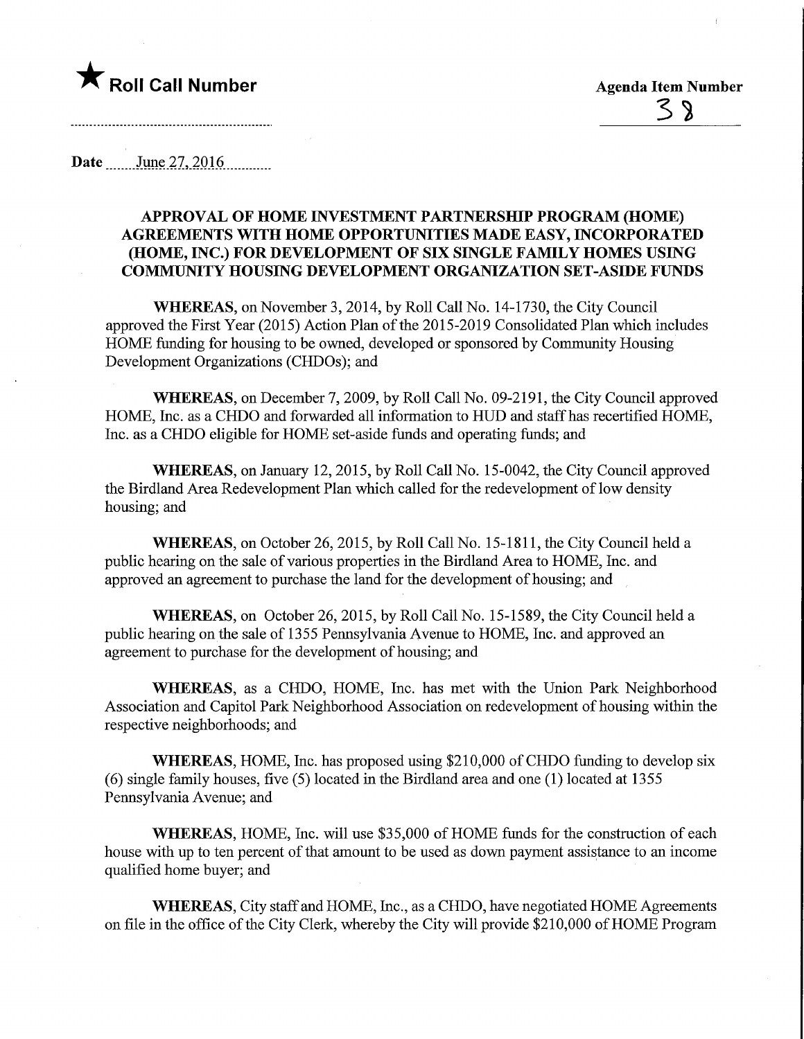★ **Roll Call Number**

**Agenda Item Number**

38

Date June 27, 2016

## APPROVAL OF HOME INVESTMENT PARTNERSHIP PROGRAM (HOME) AGREEMENTS WITH HOME OPPORTUNITIES MADE EASY, INCORPORATED (HOME, INC.) FOR DEVELOPMENT OF SIX SINGLE FAMILY HOMES USING COMMUNITY HOUSING DEVELOPMENT ORGANIZATION SET-ASIDE FUNDS

**WHEREAS**, on November 3, 2014, by Roll Call No. 14-1730, the City Council approved the First Year (2015) Action Plan of the 2015-2019 Consolidated Plan which includes HOME funding for housing to be owned, developed or sponsored by Community Housing Development Organizations (CHDOs); and

**WHEREAS**, on December 7, 2009, by Roll Call No. 09-2191, the City Council approved HOME, Inc. as a CHDO and forwarded all information to HUD and staff has recertified HOME, Inc. as a CHDO eligible for HOME set-aside funds and operating funds; and

**WHEREAS**, on January 12, 2015, by Roll Call No. 15-0042, the City Council approved the Birdland Area Redevelopment Plan which called for the redevelopment of low density housing; and

**WHEREAS**, on October 26, 2015, by Roll Call No. 15-1811, the City Council held a public hearing on the sale of various properties in the Birdland Area to HOME, Inc. and approved an agreement to purchase the land for the development of housing; and

**WHEREAS**, on October 26, 2015, by Roll Call No. 15-1589, the City Council held a public hearing on the sale of 1355 Pennsylvania Avenue to HOME, Inc. and approved an agreement to purchase for the development of housing; and

**WHEREAS**, as a CHDO, HOME, Inc. has met with the Union Park Neighborhood Association and Capitol Park Neighborhood Association on redevelopment of housing within the respective neighborhoods; and

**WHEREAS**, HOME, Inc. has proposed using $210,000 of CHDO funding to develop six (6) single family houses, five (5) located in the Birdland area and one (1) located at 1355 Pennsylvania Avenue; and

**WHEREAS**, HOME, Inc. will use $35,000 of HOME funds for the construction of each house with up to ten percent of that amount to be used as down payment assistance to an income qualified home buyer; and

**WHEREAS**, City staff and HOME, Inc., as a CHDO, have negotiated HOME Agreements on file in the office of the City Clerk, whereby the City will provide $210,000 of HOME Program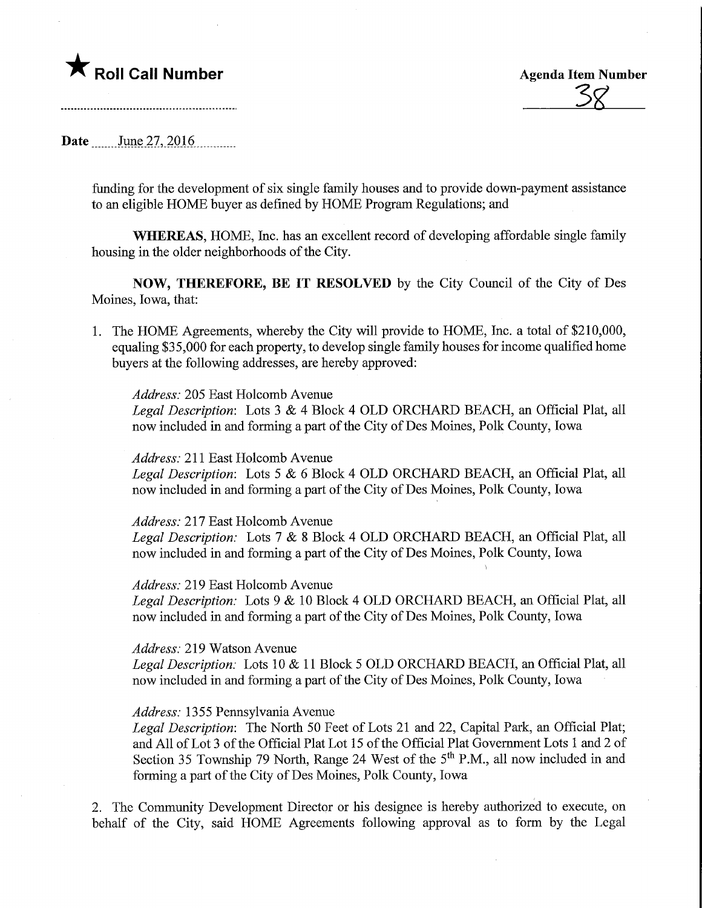★ **Roll Call Number**

**Agenda Item Number**
38

**Date** June 27, 2016

funding for the development of six single family houses and to provide down-payment assistance to an eligible HOME buyer as defined by HOME Program Regulations; and

**WHEREAS**, HOME, Inc. has an excellent record of developing affordable single family housing in the older neighborhoods of the City.

**NOW, THEREFORE, BE IT RESOLVED** by the City Council of the City of Des Moines, Iowa, that:

1. The HOME Agreements, whereby the City will provide to HOME, Inc. a total of $210,000, equaling $35,000 for each property, to develop single family houses for income qualified home buyers at the following addresses, are hereby approved:

   *Address:* 205 East Holcomb Avenue
   *Legal Description*: Lots 3 & 4 Block 4 OLD ORCHARD BEACH, an Official Plat, all now included in and forming a part of the City of Des Moines, Polk County, Iowa

   *Address:* 211 East Holcomb Avenue
   *Legal Description*: Lots 5 & 6 Block 4 OLD ORCHARD BEACH, an Official Plat, all now included in and forming a part of the City of Des Moines, Polk County, Iowa

   *Address:* 217 East Holcomb Avenue
   *Legal Description:* Lots 7 & 8 Block 4 OLD ORCHARD BEACH, an Official Plat, all now included in and forming a part of the City of Des Moines, Polk County, Iowa

   *Address:* 219 East Holcomb Avenue
   *Legal Description:* Lots 9 & 10 Block 4 OLD ORCHARD BEACH, an Official Plat, all now included in and forming a part of the City of Des Moines, Polk County, Iowa

   *Address:* 219 Watson Avenue
   *Legal Description:* Lots 10 & 11 Block 5 OLD ORCHARD BEACH, an Official Plat, all now included in and forming a part of the City of Des Moines, Polk County, Iowa

   *Address:* 1355 Pennsylvania Avenue
   *Legal Description*: The North 50 Feet of Lots 21 and 22, Capital Park, an Official Plat; and All of Lot 3 of the Official Plat Lot 15 of the Official Plat Government Lots 1 and 2 of Section 35 Township 79 North, Range 24 West of the 5th P.M., all now included in and forming a part of the City of Des Moines, Polk County, Iowa

2. The Community Development Director or his designee is hereby authorized to execute, on behalf of the City, said HOME Agreements following approval as to form by the Legal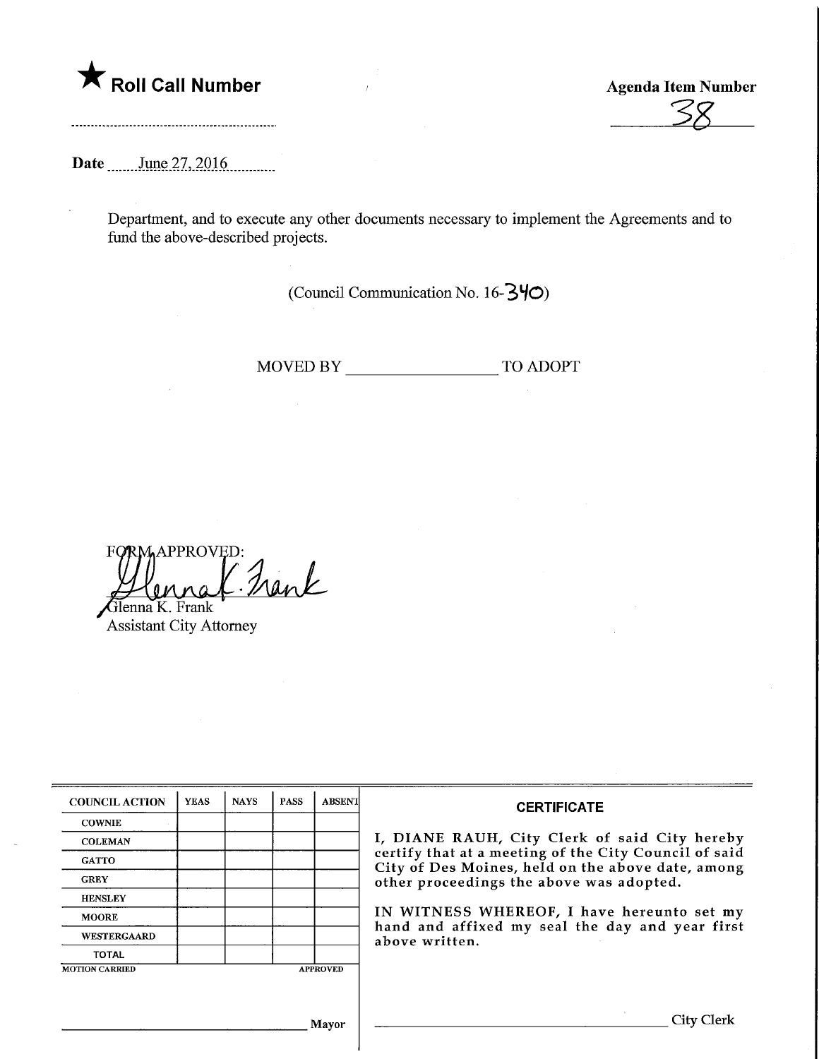★ **Roll Call Number**

**Agenda Item Number**

38

**Date** June 27, 2016

Department, and to execute any other documents necessary to implement the Agreements and to fund the above-described projects.

(Council Communication No. 16-340)

MOVED BY ____________________ TO ADOPT

FORM APPROVED:

Glenna K. Frank
Assistant City Attorney

| COUNCIL ACTION | YEAS | NAYS | PASS | ABSENT |
|---|---|---|---|---|
| COWNIE | | | | |
| COLEMAN | | | | |
| GATTO | | | | |
| GREY | | | | |
| HENSLEY | | | | |
| MOORE | | | | |
| WESTERGAARD | | | | |
| TOTAL | | | | |
| MOTION CARRIED | | | | APPROVED |

____________________ Mayor

**CERTIFICATE**

I, DIANE RAUH, City Clerk of said City hereby certify that at a meeting of the City Council of said City of Des Moines, held on the above date, among other proceedings the above was adopted.

IN WITNESS WHEREOF, I have hereunto set my hand and affixed my seal the day and year first above written.

____________________ City Clerk